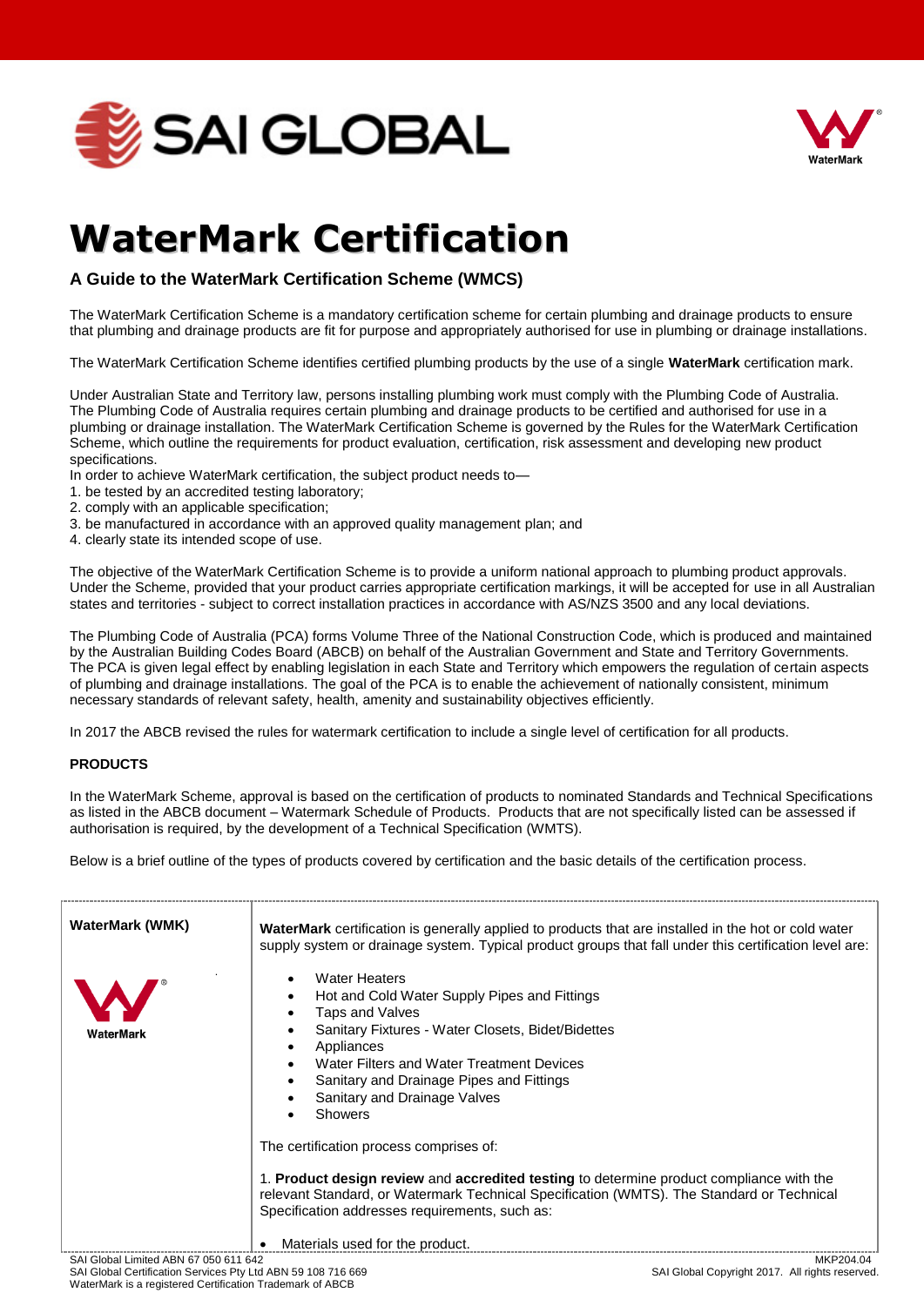# WaterMark Certification

### A Guide to the WaterMark Certification Scheme (WMCS)

The WaterMark Certification Scheme is a mandatory certification scheme for certain plumbing and drainage products to ensure that plumbing and drainage products are fit for purpose and appropriately authorised for use in plumbing or drainage installations.

The WaterMark Certification Scheme identifies certified plumbing products by the use of a single **WaterMark** certification mark.

Under Australian State and Territory law, persons installing plumbing work must comply with the Plumbing Code of Australia. The Plumbing Code of Australia requires certain plumbing and drainage products to be certified and authorised for use in a plumbing or drainage installation. The WaterMark Certification Scheme is governed by the Rules for the WaterMark Certification Scheme, which outline the requirements for product evaluation, certification, risk assessment and developing new product specifications.
In order to achieve WaterMark certification, the subject product needs to—
1. be tested by an accredited testing laboratory;
2. comply with an applicable specification;
3. be manufactured in accordance with an approved quality management plan; and
4. clearly state its intended scope of use.

The objective of the WaterMark Certification Scheme is to provide a uniform national approach to plumbing product approvals. Under the Scheme, provided that your product carries appropriate certification markings, it will be accepted for use in all Australian states and territories - subject to correct installation practices in accordance with AS/NZS 3500 and any local deviations.

The Plumbing Code of Australia (PCA) forms Volume Three of the National Construction Code, which is produced and maintained by the Australian Building Codes Board (ABCB) on behalf of the Australian Government and State and Territory Governments. The PCA is given legal effect by enabling legislation in each State and Territory which empowers the regulation of certain aspects of plumbing and drainage installations. The goal of the PCA is to enable the achievement of nationally consistent, minimum necessary standards of relevant safety, health, amenity and sustainability objectives efficiently.

In 2017 the ABCB revised the rules for watermark certification to include a single level of certification for all products.

**PRODUCTS**

In the WaterMark Scheme, approval is based on the certification of products to nominated Standards and Technical Specifications as listed in the ABCB document – Watermark Schedule of Products. Products that are not specifically listed can be assessed if authorisation is required, by the development of a Technical Specification (WMTS).

Below is a brief outline of the types of products covered by certification and the basic details of the certification process.

| | |
|---|---|
| **WaterMark (WMK)** | **WaterMark** certification is generally applied to products that are installed in the hot or cold water supply system or drainage system. Typical product groups that fall under this certification level are:<br><br>• Water Heaters<br>• Hot and Cold Water Supply Pipes and Fittings<br>• Taps and Valves<br>• Sanitary Fixtures - Water Closets, Bidet/Bidettes<br>• Appliances<br>• Water Filters and Water Treatment Devices<br>• Sanitary and Drainage Pipes and Fittings<br>• Sanitary and Drainage Valves<br>• Showers<br><br>The certification process comprises of:<br><br>1. **Product design review** and **accredited testing** to determine product compliance with the relevant Standard, or Watermark Technical Specification (WMTS). The Standard or Technical Specification addresses requirements, such as:<br><br>• Materials used for the product. |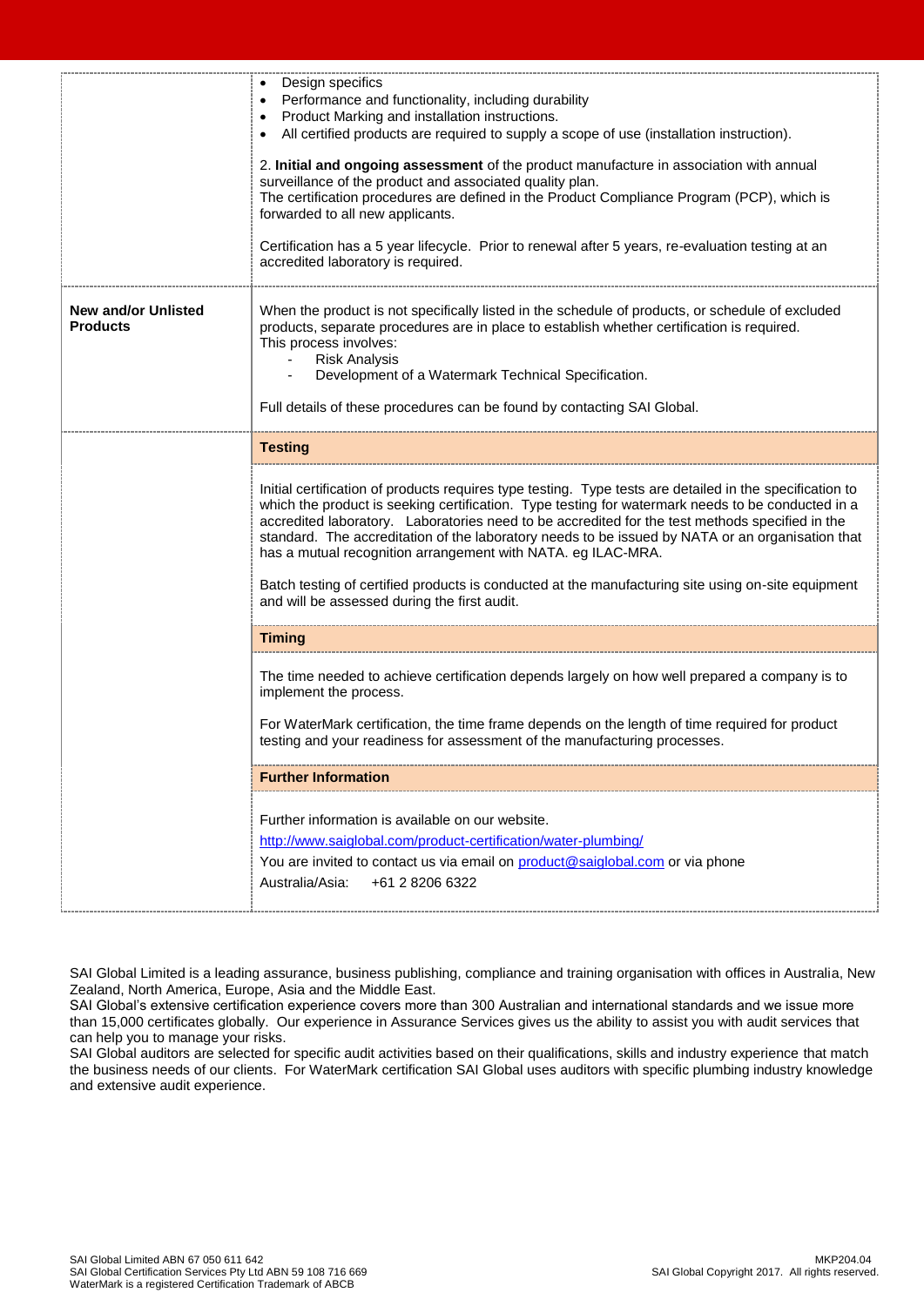| | |
|---|---|
| | • Design specifics<br>• Performance and functionality, including durability<br>• Product Marking and installation instructions.<br>• All certified products are required to supply a scope of use (installation instruction).<br><br>2. **Initial and ongoing assessment** of the product manufacture in association with annual surveillance of the product and associated quality plan.<br>The certification procedures are defined in the Product Compliance Program (PCP), which is forwarded to all new applicants.<br><br>Certification has a 5 year lifecycle. Prior to renewal after 5 years, re-evaluation testing at an accredited laboratory is required. |
| **New and/or Unlisted Products** | When the product is not specifically listed in the schedule of products, or schedule of excluded products, separate procedures are in place to establish whether certification is required.<br>This process involves:<br>- Risk Analysis<br>- Development of a Watermark Technical Specification.<br><br>Full details of these procedures can be found by contacting SAI Global. |
| | **Testing** |
| | Initial certification of products requires type testing. Type tests are detailed in the specification to which the product is seeking certification. Type testing for watermark needs to be conducted in a accredited laboratory. Laboratories need to be accredited for the test methods specified in the standard. The accreditation of the laboratory needs to be issued by NATA or an organisation that has a mutual recognition arrangement with NATA. eg ILAC-MRA.<br><br>Batch testing of certified products is conducted at the manufacturing site using on-site equipment and will be assessed during the first audit. |
| | **Timing** |
| | The time needed to achieve certification depends largely on how well prepared a company is to implement the process.<br><br>For WaterMark certification, the time frame depends on the length of time required for product testing and your readiness for assessment of the manufacturing processes. |
| | **Further Information** |
| | Further information is available on our website.<br>http://www.saiglobal.com/product-certification/water-plumbing/<br>You are invited to contact us via email on product@saiglobal.com or via phone<br>Australia/Asia: +61 2 8206 6322 |

SAI Global Limited is a leading assurance, business publishing, compliance and training organisation with offices in Australia, New Zealand, North America, Europe, Asia and the Middle East.
SAI Global's extensive certification experience covers more than 300 Australian and international standards and we issue more than 15,000 certificates globally. Our experience in Assurance Services gives us the ability to assist you with audit services that can help you to manage your risks.
SAI Global auditors are selected for specific audit activities based on their qualifications, skills and industry experience that match the business needs of our clients. For WaterMark certification SAI Global uses auditors with specific plumbing industry knowledge and extensive audit experience.

SAI Global Limited ABN 67 050 611 642
SAI Global Certification Services Pty Ltd ABN 59 108 716 669
WaterMark is a registered Certification Trademark of ABCB

MKP204.04
SAI Global Copyright 2017. All rights reserved.